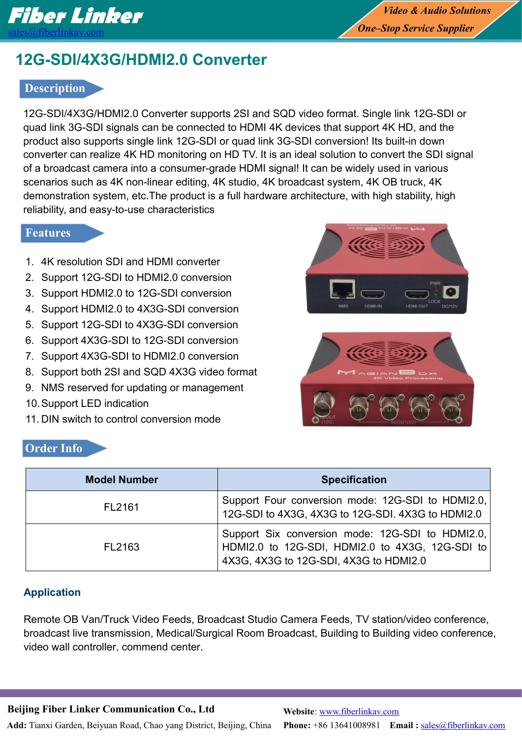# 12G-SDI/4X3G/HDMI2.0 Converter

## Description

12G-SDI/4X3G/HDMI2.0 Converter supports 2SI and SQD video format. Single link 12G-SDI or quad link 3G-SDI signals can be connected to HDMI 4K devices that support 4K HD, and the product also supports single link 12G-SDI or quad link 3G-SDI conversion! Its built-in down converter can realize 4K HD monitoring on HD TV. It is an ideal solution to convert the SDI signal of a broadcast camera into a consumer-grade HDMI signal! It can be widely used in various scenarios such as 4K non-linear editing, 4K studio, 4K broadcast system, 4K OB truck, 4K demonstration system, etc.The product is a full hardware architecture, with high stability, high reliability, and easy-to-use characteristics

## Features

1. 4K resolution SDI and HDMI converter
2. Support 12G-SDI to HDMI2.0 conversion
3. Support HDMI2.0 to 12G-SDI conversion
4. Support HDMI2.0 to 4X3G-SDI conversion
5. Support 12G-SDI to 4X3G-SDI conversion
6. Support 4X3G-SDI to 12G-SDI conversion
7. Support 4X3G-SDI to HDMI2.0 conversion
8. Support both 2SI and SQD 4X3G video format
9. NMS reserved for updating or management
10. Support LED indication
11. DIN switch to control conversion mode

## Order Info

| Model Number | Specification |
|---|---|
| FL2161 | Support Four conversion mode: 12G-SDI to HDMI2.0, 12G-SDI to 4X3G, 4X3G to 12G-SDI. 4X3G to HDMI2.0 |
| FL2163 | Support Six conversion mode: 12G-SDI to HDMI2.0, HDMI2.0 to 12G-SDI, HDMI2.0 to 4X3G, 12G-SDI to 4X3G, 4X3G to 12G-SDI, 4X3G to HDMI2.0 |

### Application

Remote OB Van/Truck Video Feeds, Broadcast Studio Camera Feeds, TV station/video conference, broadcast live transmission, Medical/Surgical Room Broadcast, Building to Building video conference, video wall controller, commend center.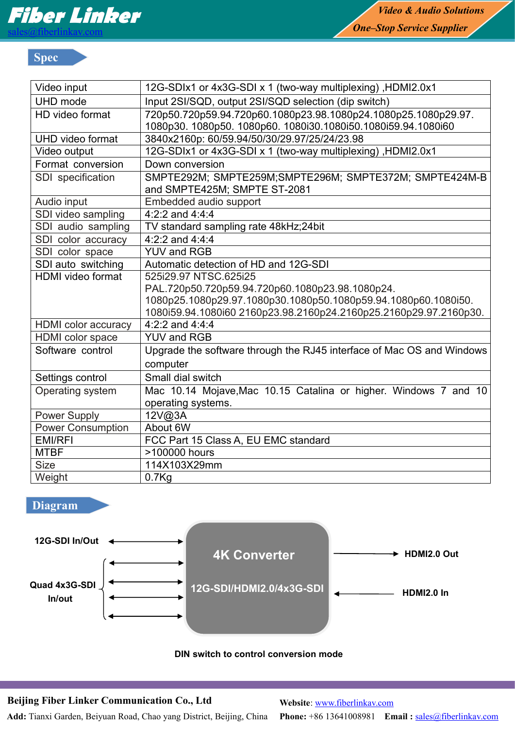## Spec

| | |
|---|---|
| Video input | 12G-SDIx1 or 4x3G-SDI x 1 (two-way multiplexing) ,HDMI2.0x1 |
| UHD mode | Input 2SI/SQD, output 2SI/SQD selection (dip switch) |
| HD video format | 720p50.720p59.94.720p60.1080p23.98.1080p24.1080p25.1080p29.97. 1080p30. 1080p50. 1080p60. 1080i30.1080i50.1080i59.94.1080i60 |
| UHD video format | 3840x2160p: 60/59.94/50/30/29.97/25/24/23.98 |
| Video output | 12G-SDIx1 or 4x3G-SDI x 1 (two-way multiplexing) ,HDMI2.0x1 |
| Format conversion | Down conversion |
| SDI specification | SMPTE292M; SMPTE259M;SMPTE296M; SMPTE372M; SMPTE424M-B and SMPTE425M; SMPTE ST-2081 |
| Audio input | Embedded audio support |
| SDI video sampling | 4:2:2 and 4:4:4 |
| SDI audio sampling | TV standard sampling rate 48kHz;24bit |
| SDI color accuracy | 4:2:2 and 4:4:4 |
| SDI color space | YUV and RGB |
| SDI auto switching | Automatic detection of HD and 12G-SDI |
| HDMI video format | 525i29.97 NTSC.625i25 PAL.720p50.720p59.94.720p60.1080p23.98.1080p24. 1080p25.1080p29.97.1080p30.1080p50.1080p59.94.1080p60.1080i50. 1080i59.94.1080i60 2160p23.98.2160p24.2160p25.2160p29.97.2160p30. |
| HDMI color accuracy | 4:2:2 and 4:4:4 |
| HDMI color space | YUV and RGB |
| Software control | Upgrade the software through the RJ45 interface of Mac OS and Windows computer |
| Settings control | Small dial switch |
| Operating system | Mac 10.14 Mojave,Mac 10.15 Catalina or higher. Windows 7 and 10 operating systems. |
| Power Supply | 12V@3A |
| Power Consumption | About 6W |
| EMI/RFI | FCC Part 15 Class A, EU EMC standard |
| MTBF | >100000 hours |
| Size | 114X103X29mm |
| Weight | 0.7Kg |

## Diagram

12G-SDI In/Out

Quad 4x3G-SDI In/out

4K Converter

12G-SDI/HDMI2.0/4x3G-SDI

HDMI2.0 Out

HDMI2.0 In

DIN switch to control conversion mode

**Beijing Fiber Linker Communication Co., Ltd**

**Add:** Tianxi Garden, Beiyuan Road, Chao yang District, Beijing, China

**Website**: www.fiberlinkav.com

**Phone:** +86 13641008981 **Email :** sales@fiberlinkav.com